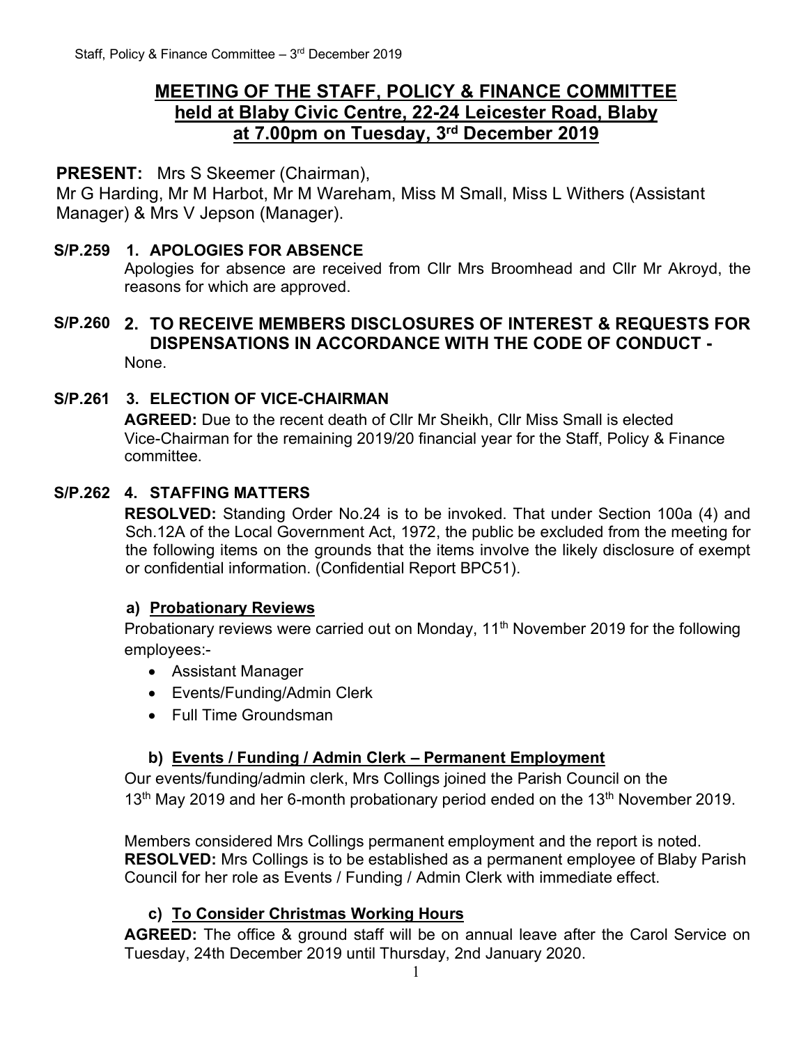# MEETING OF THE STAFF, POLICY & FINANCE COMMITTEE held at Blaby Civic Centre, 22-24 Leicester Road, Blaby at 7.00pm on Tuesday, 3rd December 2019

**PRESENT:** Mrs S Skeemer (Chairman), Mr G Harding, Mr M Harbot, Mr M Wareham, Miss M Small, Miss L Withers (Assistant Manager) & Mrs V Jepson (Manager).

## S/P.259 1. APOLOGIES FOR ABSENCE

Apologies for absence are received from Cllr Mrs Broomhead and Cllr Mr Akroyd, the reasons for which are approved.

## S/P.260 2. TO RECEIVE MEMBERS DISCLOSURES OF INTEREST & REQUESTS FOR DISPENSATIONS IN ACCORDANCE WITH THE CODE OF CONDUCT -

None.

## S/P.261 3. ELECTION OF VICE-CHAIRMAN

**AGREED:** Due to the recent death of Cllr Mr Sheikh, Cllr Miss Small is elected Vice-Chairman for the remaining 2019/20 financial year for the Staff, Policy & Finance committee.

## S/P.262 4. STAFFING MATTERS

**RESOLVED:** Standing Order No.24 is to be invoked. That under Section 100a (4) and Sch.12A of the Local Government Act, 1972, the public be excluded from the meeting for the following items on the grounds that the items involve the likely disclosure of exempt or confidential information. (Confidential Report BPC51).

### a) Probationary Reviews

Probationary reviews were carried out on Monday, 11th November 2019 for the following employees:-

- Assistant Manager
- Events/Funding/Admin Clerk
- Full Time Groundsman

### b) Events / Funding / Admin Clerk – Permanent Employment

Our events/funding/admin clerk, Mrs Collings joined the Parish Council on the 13th May 2019 and her 6-month probationary period ended on the 13th November 2019.

Members considered Mrs Collings permanent employment and the report is noted.
**RESOLVED:** Mrs Collings is to be established as a permanent employee of Blaby Parish Council for her role as Events / Funding / Admin Clerk with immediate effect.

### c) To Consider Christmas Working Hours

**AGREED:** The office & ground staff will be on annual leave after the Carol Service on Tuesday, 24th December 2019 until Thursday, 2nd January 2020.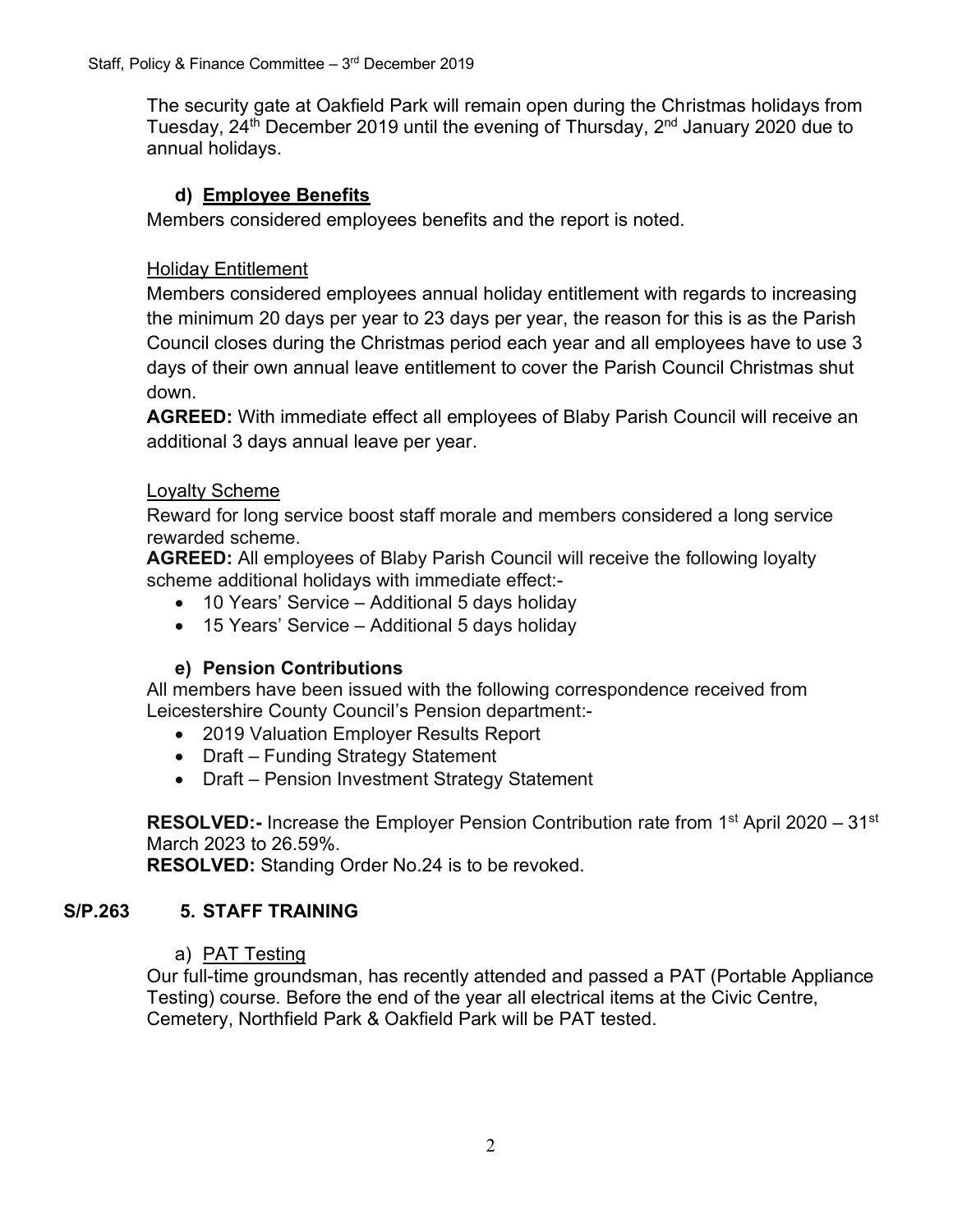The security gate at Oakfield Park will remain open during the Christmas holidays from Tuesday, 24th December 2019 until the evening of Thursday, 2nd January 2020 due to annual holidays.

### d) Employee Benefits

Members considered employees benefits and the report is noted.

Holiday Entitlement

Members considered employees annual holiday entitlement with regards to increasing the minimum 20 days per year to 23 days per year, the reason for this is as the Parish Council closes during the Christmas period each year and all employees have to use 3 days of their own annual leave entitlement to cover the Parish Council Christmas shut down.

**AGREED:** With immediate effect all employees of Blaby Parish Council will receive an additional 3 days annual leave per year.

Loyalty Scheme

Reward for long service boost staff morale and members considered a long service rewarded scheme.

**AGREED:** All employees of Blaby Parish Council will receive the following loyalty scheme additional holidays with immediate effect:-

- 10 Years' Service – Additional 5 days holiday
- 15 Years' Service – Additional 5 days holiday

### e) Pension Contributions

All members have been issued with the following correspondence received from Leicestershire County Council's Pension department:-

- 2019 Valuation Employer Results Report
- Draft – Funding Strategy Statement
- Draft – Pension Investment Strategy Statement

**RESOLVED:-** Increase the Employer Pension Contribution rate from 1st April 2020 – 31st March 2023 to 26.59%.

**RESOLVED:** Standing Order No.24 is to be revoked.

## S/P.263 5. STAFF TRAINING

a) PAT Testing

Our full-time groundsman, has recently attended and passed a PAT (Portable Appliance Testing) course. Before the end of the year all electrical items at the Civic Centre, Cemetery, Northfield Park & Oakfield Park will be PAT tested.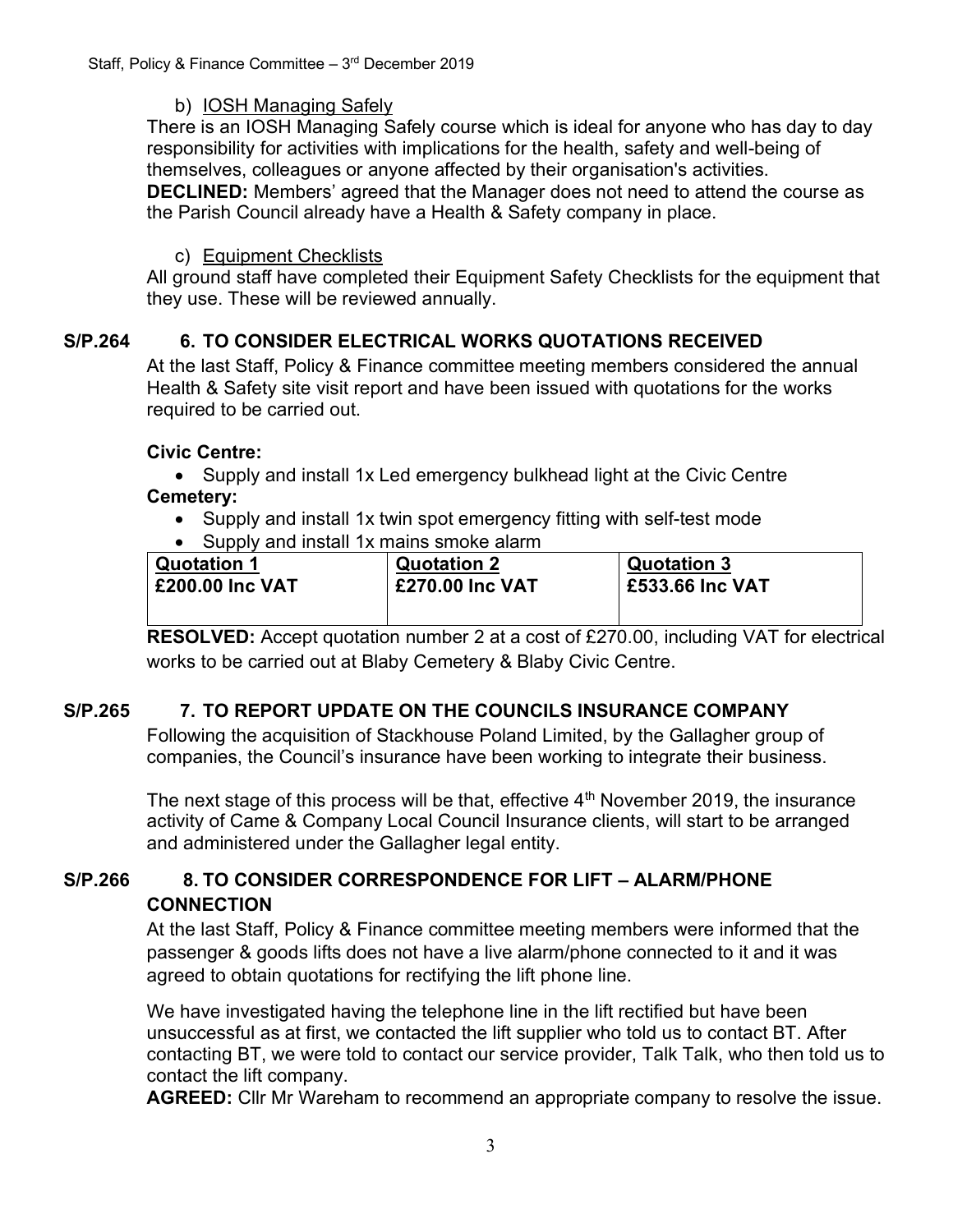b) IOSH Managing Safely

There is an IOSH Managing Safely course which is ideal for anyone who has day to day responsibility for activities with implications for the health, safety and well-being of themselves, colleagues or anyone affected by their organisation's activities.

**DECLINED:** Members' agreed that the Manager does not need to attend the course as the Parish Council already have a Health & Safety company in place.

c) Equipment Checklists

All ground staff have completed their Equipment Safety Checklists for the equipment that they use. These will be reviewed annually.

**S/P.264 6. TO CONSIDER ELECTRICAL WORKS QUOTATIONS RECEIVED**

At the last Staff, Policy & Finance committee meeting members considered the annual Health & Safety site visit report and have been issued with quotations for the works required to be carried out.

**Civic Centre:**

- Supply and install 1x Led emergency bulkhead light at the Civic Centre

**Cemetery:**

- Supply and install 1x twin spot emergency fitting with self-test mode
- Supply and install 1x mains smoke alarm

| Quotation 1 | Quotation 2 | Quotation 3 |
|---|---|---|
| £200.00 Inc VAT | £270.00 Inc VAT | £533.66 Inc VAT |

**RESOLVED:** Accept quotation number 2 at a cost of £270.00, including VAT for electrical works to be carried out at Blaby Cemetery & Blaby Civic Centre.

**S/P.265 7. TO REPORT UPDATE ON THE COUNCILS INSURANCE COMPANY**

Following the acquisition of Stackhouse Poland Limited, by the Gallagher group of companies, the Council's insurance have been working to integrate their business.

The next stage of this process will be that, effective 4th November 2019, the insurance activity of Came & Company Local Council Insurance clients, will start to be arranged and administered under the Gallagher legal entity.

**S/P.266 8. TO CONSIDER CORRESPONDENCE FOR LIFT – ALARM/PHONE CONNECTION**

At the last Staff, Policy & Finance committee meeting members were informed that the passenger & goods lifts does not have a live alarm/phone connected to it and it was agreed to obtain quotations for rectifying the lift phone line.

We have investigated having the telephone line in the lift rectified but have been unsuccessful as at first, we contacted the lift supplier who told us to contact BT. After contacting BT, we were told to contact our service provider, Talk Talk, who then told us to contact the lift company.

**AGREED:** Cllr Mr Wareham to recommend an appropriate company to resolve the issue.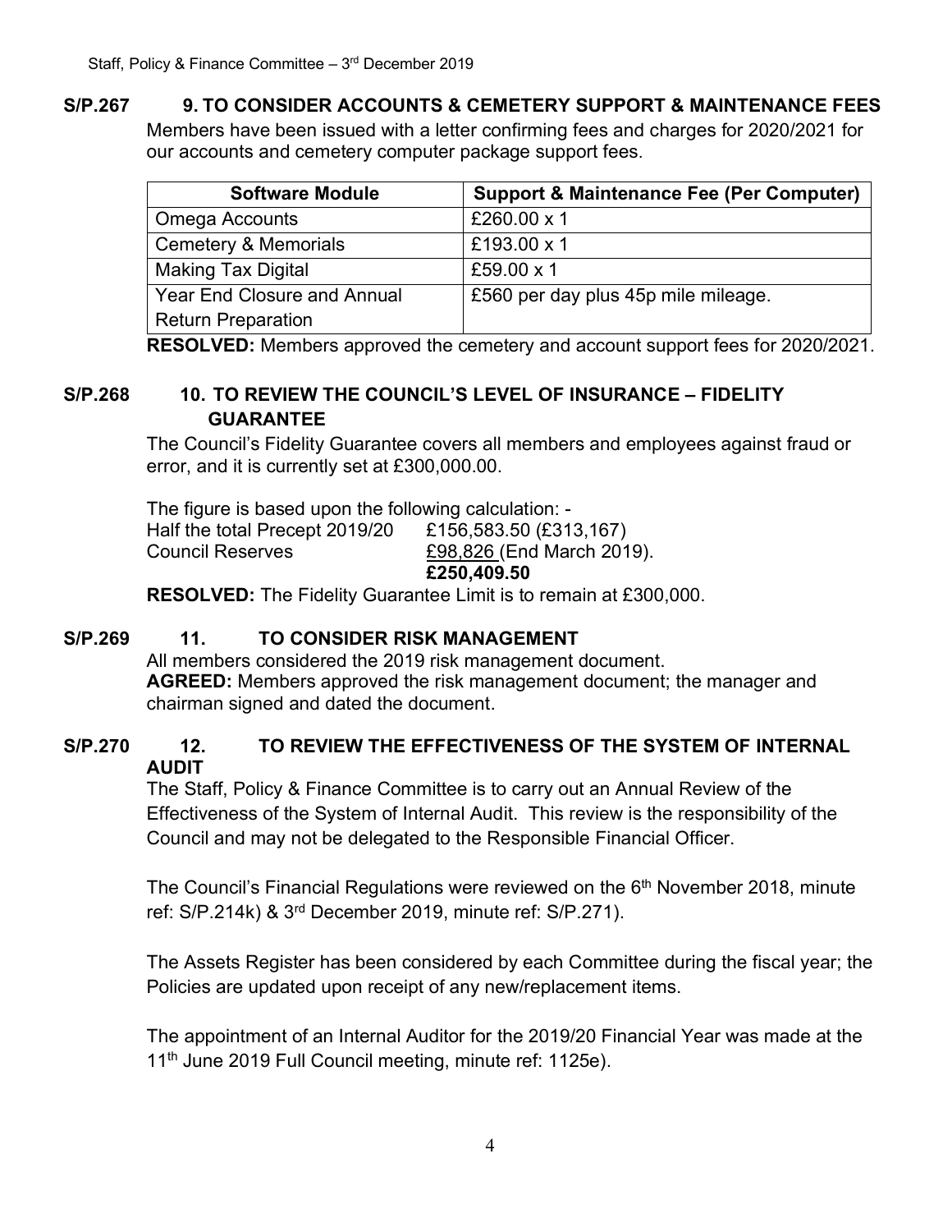**S/P.267 9. TO CONSIDER ACCOUNTS & CEMETERY SUPPORT & MAINTENANCE FEES**

Members have been issued with a letter confirming fees and charges for 2020/2021 for our accounts and cemetery computer package support fees.

| Software Module | Support & Maintenance Fee (Per Computer) |
|---|---|
| Omega Accounts | £260.00 x 1 |
| Cemetery & Memorials | £193.00 x 1 |
| Making Tax Digital | £59.00 x 1 |
| Year End Closure and Annual Return Preparation | £560 per day plus 45p mile mileage. |

**RESOLVED:** Members approved the cemetery and account support fees for 2020/2021.

**S/P.268 10. TO REVIEW THE COUNCIL'S LEVEL OF INSURANCE – FIDELITY GUARANTEE**

The Council's Fidelity Guarantee covers all members and employees against fraud or error, and it is currently set at £300,000.00.

The figure is based upon the following calculation: -

Half the total Precept 2019/20 £156,583.50 (£313,167)
Council Reserves £98,826 (End March 2019).
**£250,409.50**

**RESOLVED:** The Fidelity Guarantee Limit is to remain at £300,000.

**S/P.269 11. TO CONSIDER RISK MANAGEMENT**

All members considered the 2019 risk management document.
**AGREED:** Members approved the risk management document; the manager and chairman signed and dated the document.

**S/P.270 12. TO REVIEW THE EFFECTIVENESS OF THE SYSTEM OF INTERNAL AUDIT**

The Staff, Policy & Finance Committee is to carry out an Annual Review of the Effectiveness of the System of Internal Audit. This review is the responsibility of the Council and may not be delegated to the Responsible Financial Officer.

The Council's Financial Regulations were reviewed on the 6th November 2018, minute ref: S/P.214k) & 3rd December 2019, minute ref: S/P.271).

The Assets Register has been considered by each Committee during the fiscal year; the Policies are updated upon receipt of any new/replacement items.

The appointment of an Internal Auditor for the 2019/20 Financial Year was made at the 11th June 2019 Full Council meeting, minute ref: 1125e).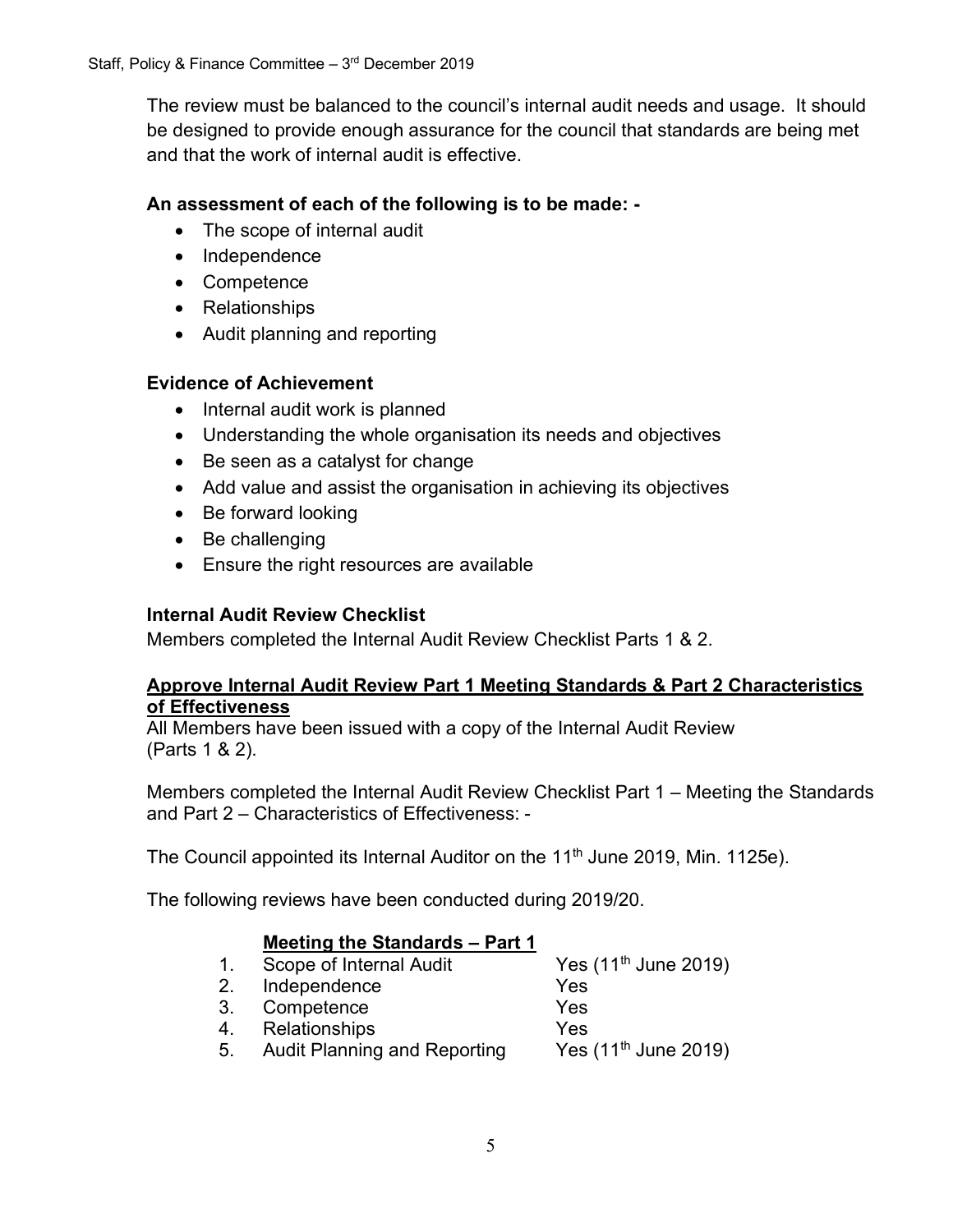The review must be balanced to the council's internal audit needs and usage. It should be designed to provide enough assurance for the council that standards are being met and that the work of internal audit is effective.

**An assessment of each of the following is to be made: -**

- The scope of internal audit
- Independence
- Competence
- Relationships
- Audit planning and reporting

**Evidence of Achievement**

- Internal audit work is planned
- Understanding the whole organisation its needs and objectives
- Be seen as a catalyst for change
- Add value and assist the organisation in achieving its objectives
- Be forward looking
- Be challenging
- Ensure the right resources are available

**Internal Audit Review Checklist**

Members completed the Internal Audit Review Checklist Parts 1 & 2.

**Approve Internal Audit Review Part 1 Meeting Standards & Part 2 Characteristics of Effectiveness**

All Members have been issued with a copy of the Internal Audit Review (Parts 1 & 2).

Members completed the Internal Audit Review Checklist Part 1 – Meeting the Standards and Part 2 – Characteristics of Effectiveness: -

The Council appointed its Internal Auditor on the 11th June 2019, Min. 1125e).

The following reviews have been conducted during 2019/20.

**Meeting the Standards – Part 1**

| | | |
|---|---|---|
| 1. | Scope of Internal Audit | Yes (11th June 2019) |
| 2. | Independence | Yes |
| 3. | Competence | Yes |
| 4. | Relationships | Yes |
| 5. | Audit Planning and Reporting | Yes (11th June 2019) |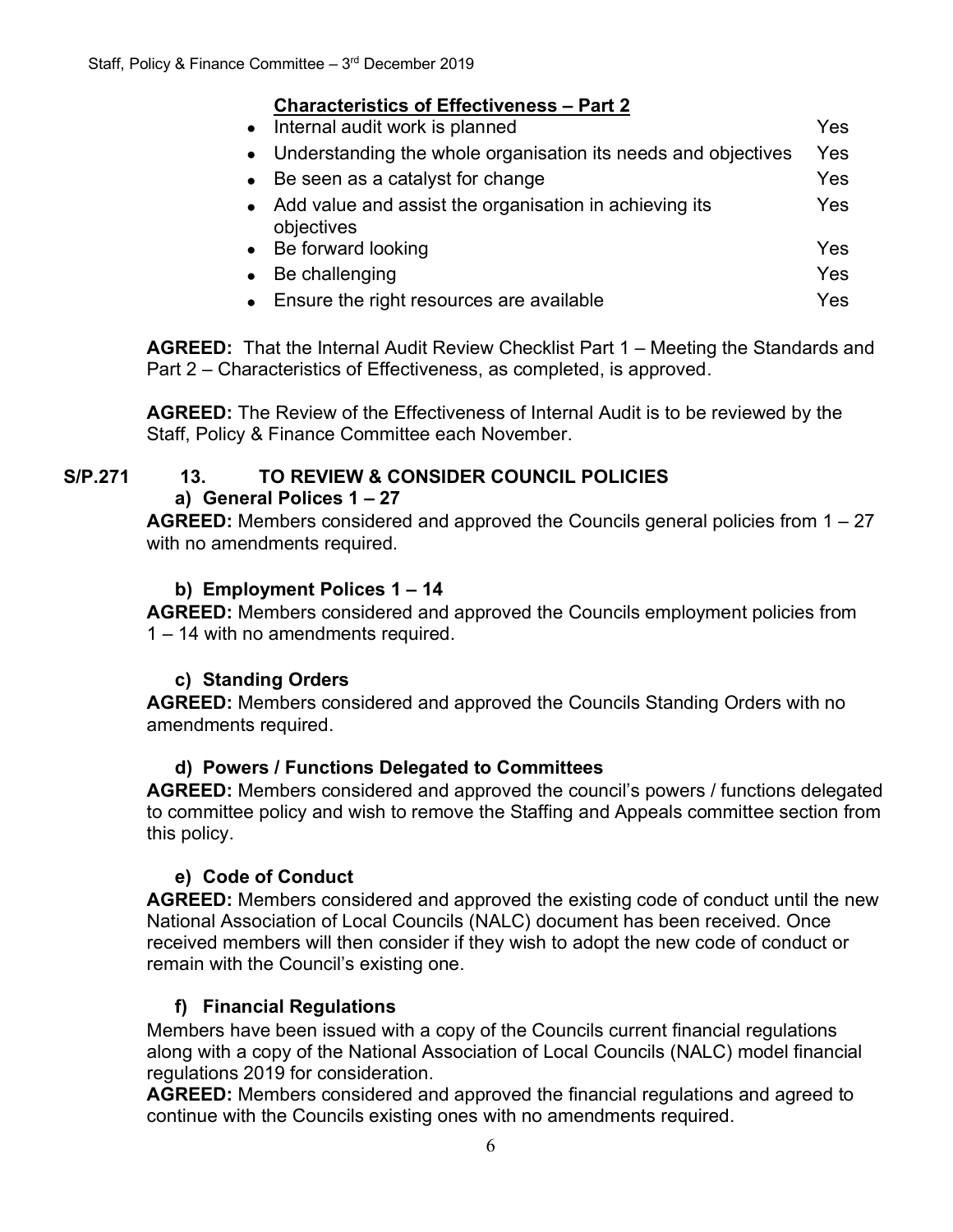**Characteristics of Effectiveness – Part 2**

| | |
|---|---|
| • Internal audit work is planned | Yes |
| • Understanding the whole organisation its needs and objectives | Yes |
| • Be seen as a catalyst for change | Yes |
| • Add value and assist the organisation in achieving its objectives | Yes |
| • Be forward looking | Yes |
| • Be challenging | Yes |
| • Ensure the right resources are available | Yes |

**AGREED:** That the Internal Audit Review Checklist Part 1 – Meeting the Standards and Part 2 – Characteristics of Effectiveness, as completed, is approved.

**AGREED:** The Review of the Effectiveness of Internal Audit is to be reviewed by the Staff, Policy & Finance Committee each November.

**S/P.271 13. TO REVIEW & CONSIDER COUNCIL POLICIES**

**a) General Polices 1 – 27**

**AGREED:** Members considered and approved the Councils general policies from 1 – 27 with no amendments required.

**b) Employment Polices 1 – 14**

**AGREED:** Members considered and approved the Councils employment policies from 1 – 14 with no amendments required.

**c) Standing Orders**

**AGREED:** Members considered and approved the Councils Standing Orders with no amendments required.

**d) Powers / Functions Delegated to Committees**

**AGREED:** Members considered and approved the council's powers / functions delegated to committee policy and wish to remove the Staffing and Appeals committee section from this policy.

**e) Code of Conduct**

**AGREED:** Members considered and approved the existing code of conduct until the new National Association of Local Councils (NALC) document has been received. Once received members will then consider if they wish to adopt the new code of conduct or remain with the Council's existing one.

**f) Financial Regulations**

Members have been issued with a copy of the Councils current financial regulations along with a copy of the National Association of Local Councils (NALC) model financial regulations 2019 for consideration.

**AGREED:** Members considered and approved the financial regulations and agreed to continue with the Councils existing ones with no amendments required.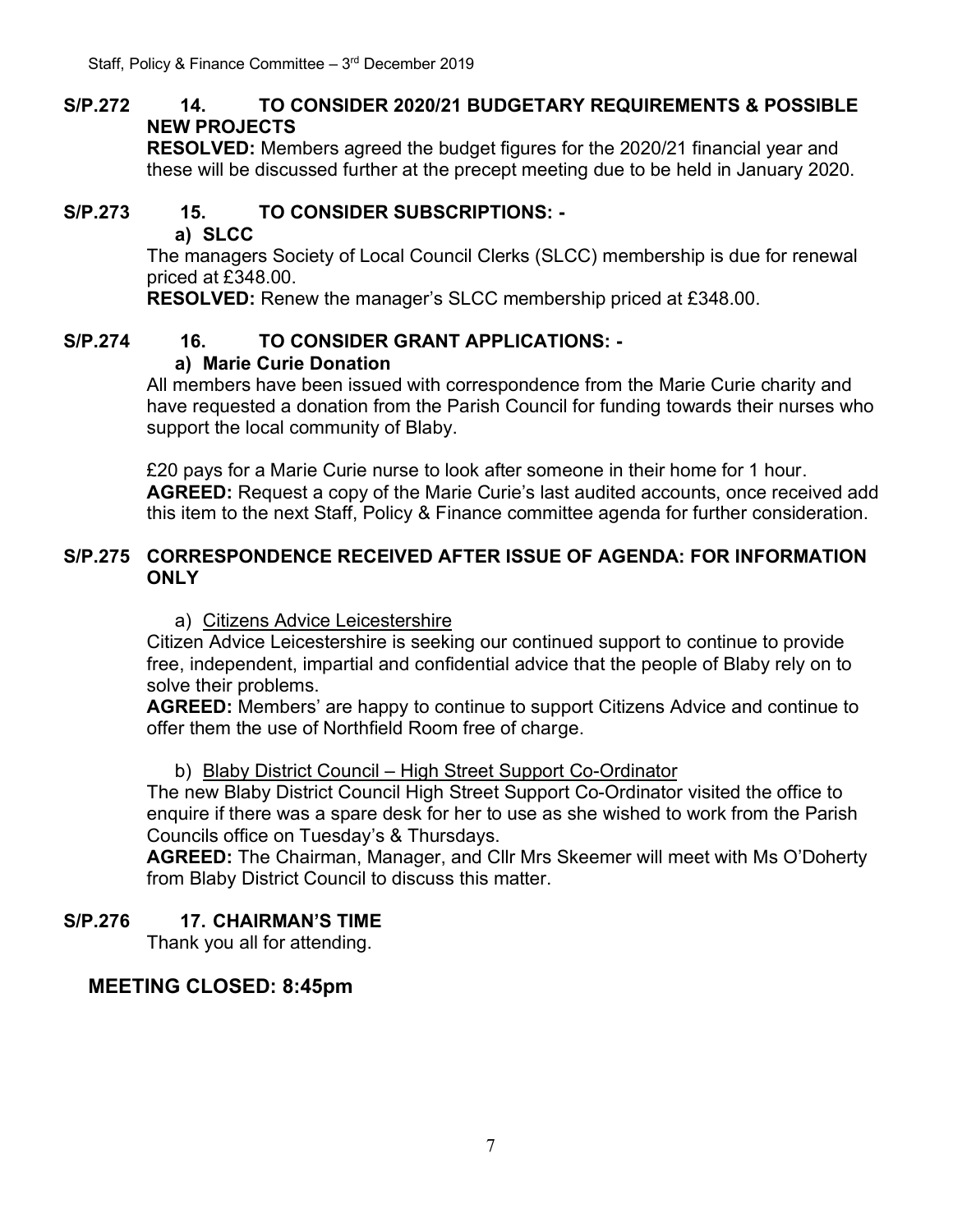**S/P.272 14. TO CONSIDER 2020/21 BUDGETARY REQUIREMENTS & POSSIBLE NEW PROJECTS**

**RESOLVED:** Members agreed the budget figures for the 2020/21 financial year and these will be discussed further at the precept meeting due to be held in January 2020.

**S/P.273 15. TO CONSIDER SUBSCRIPTIONS: -**

**a) SLCC**

The managers Society of Local Council Clerks (SLCC) membership is due for renewal priced at £348.00.

**RESOLVED:** Renew the manager's SLCC membership priced at £348.00.

**S/P.274 16. TO CONSIDER GRANT APPLICATIONS: -**

**a) Marie Curie Donation**

All members have been issued with correspondence from the Marie Curie charity and have requested a donation from the Parish Council for funding towards their nurses who support the local community of Blaby.

£20 pays for a Marie Curie nurse to look after someone in their home for 1 hour.

**AGREED:** Request a copy of the Marie Curie's last audited accounts, once received add this item to the next Staff, Policy & Finance committee agenda for further consideration.

**S/P.275 CORRESPONDENCE RECEIVED AFTER ISSUE OF AGENDA: FOR INFORMATION ONLY**

a) Citizens Advice Leicestershire

Citizen Advice Leicestershire is seeking our continued support to continue to provide free, independent, impartial and confidential advice that the people of Blaby rely on to solve their problems.

**AGREED:** Members' are happy to continue to support Citizens Advice and continue to offer them the use of Northfield Room free of charge.

b) Blaby District Council – High Street Support Co-Ordinator

The new Blaby District Council High Street Support Co-Ordinator visited the office to enquire if there was a spare desk for her to use as she wished to work from the Parish Councils office on Tuesday's & Thursdays.

**AGREED:** The Chairman, Manager, and Cllr Mrs Skeemer will meet with Ms O'Doherty from Blaby District Council to discuss this matter.

**S/P.276 17. CHAIRMAN'S TIME**

Thank you all for attending.

**MEETING CLOSED: 8:45pm**